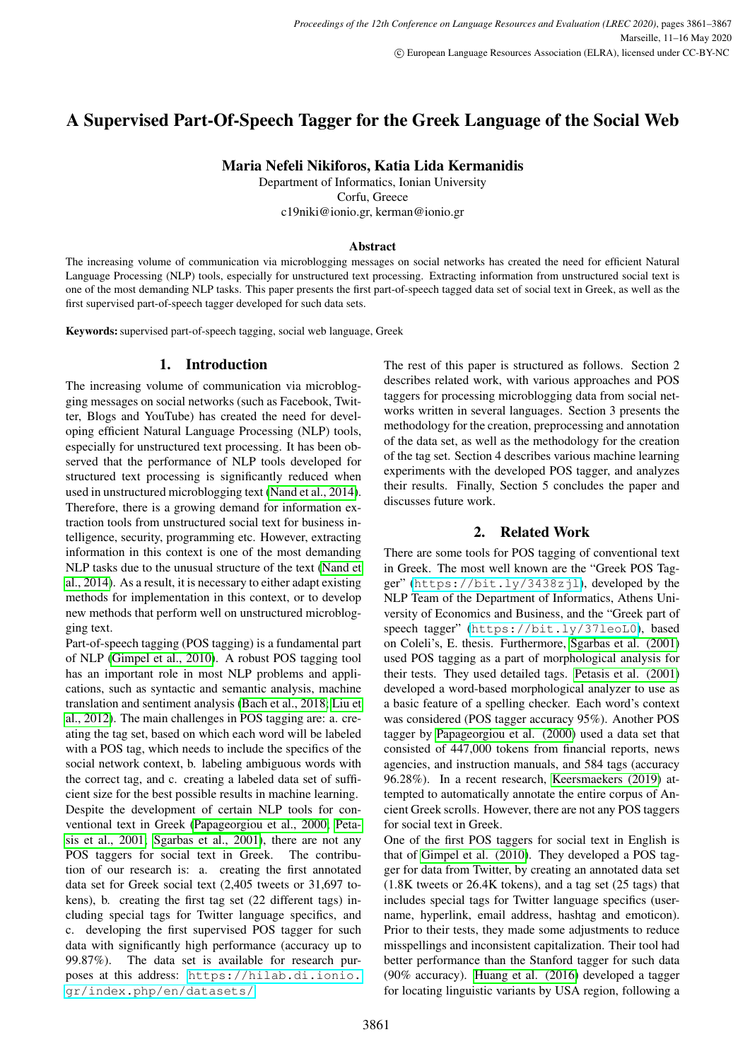# A Supervised Part-Of-Speech Tagger for the Greek Language of the Social Web

**Maria Nefeli Nikiforos, Katia Lida Kermanidis**

Department of Informatics, Ionian University
Corfu, Greece
c19niki@ionio.gr, kerman@ionio.gr

### Abstract

The increasing volume of communication via microblogging messages on social networks has created the need for efficient Natural Language Processing (NLP) tools, especially for unstructured text processing. Extracting information from unstructured social text is one of the most demanding NLP tasks. This paper presents the first part-of-speech tagged data set of social text in Greek, as well as the first supervised part-of-speech tagger developed for such data sets.

**Keywords:** supervised part-of-speech tagging, social web language, Greek

## 1. Introduction

The increasing volume of communication via microblogging messages on social networks (such as Facebook, Twitter, Blogs and YouTube) has created the need for developing efficient Natural Language Processing (NLP) tools, especially for unstructured text processing. It has been observed that the performance of NLP tools developed for structured text processing is significantly reduced when used in unstructured microblogging text (Nand et al., 2014). Therefore, there is a growing demand for information extraction tools from unstructured social text for business intelligence, security, programming etc. However, extracting information in this context is one of the most demanding NLP tasks due to the unusual structure of the text (Nand et al., 2014). As a result, it is necessary to either adapt existing methods for implementation in this context, or to develop new methods that perform well on unstructured microblogging text.

Part-of-speech tagging (POS tagging) is a fundamental part of NLP (Gimpel et al., 2010). A robust POS tagging tool has an important role in most NLP problems and applications, such as syntactic and semantic analysis, machine translation and sentiment analysis (Bach et al., 2018; Liu et al., 2012). The main challenges in POS tagging are: a. creating the tag set, based on which each word will be labeled with a POS tag, which needs to include the specifics of the social network context, b. labeling ambiguous words with the correct tag, and c. creating a labeled data set of sufficient size for the best possible results in machine learning.

Despite the development of certain NLP tools for conventional text in Greek (Papageorgiou et al., 2000; Petasis et al., 2001; Sgarbas et al., 2001), there are not any POS taggers for social text in Greek. The contribution of our research is: a. creating the first annotated data set for Greek social text (2,405 tweets or 31,697 tokens), b. creating the first tag set (22 different tags) including special tags for Twitter language specifics, and c. developing the first supervised POS tagger for such data with significantly high performance (accuracy up to 99.87%). The data set is available for research purposes at this address: https://hilab.di.ionio.gr/index.php/en/datasets/

The rest of this paper is structured as follows. Section 2 describes related work, with various approaches and POS taggers for processing microblogging data from social networks written in several languages. Section 3 presents the methodology for the creation, preprocessing and annotation of the data set, as well as the methodology for the creation of the tag set. Section 4 describes various machine learning experiments with the developed POS tagger, and analyzes their results. Finally, Section 5 concludes the paper and discusses future work.

## 2. Related Work

There are some tools for POS tagging of conventional text in Greek. The most well known are the "Greek POS Tagger" (https://bit.ly/3438zjl), developed by the NLP Team of the Department of Informatics, Athens University of Economics and Business, and the "Greek part of speech tagger" (https://bit.ly/37leoL0), based on Coleli's, E. thesis. Furthermore, Sgarbas et al. (2001) used POS tagging as a part of morphological analysis for their tests. They used detailed tags. Petasis et al. (2001) developed a word-based morphological analyzer to use as a basic feature of a spelling checker. Each word's context was considered (POS tagger accuracy 95%). Another POS tagger by Papageorgiou et al. (2000) used a data set that consisted of 447,000 tokens from financial reports, news agencies, and instruction manuals, and 584 tags (accuracy 96.28%). In a recent research, Keersmaekers (2019) attempted to automatically annotate the entire corpus of Ancient Greek scrolls. However, there are not any POS taggers for social text in Greek.

One of the first POS taggers for social text in English is that of Gimpel et al. (2010). They developed a POS tagger for data from Twitter, by creating an annotated data set (1.8K tweets or 26.4K tokens), and a tag set (25 tags) that includes special tags for Twitter language specifics (username, hyperlink, email address, hashtag and emoticon). Prior to their tests, they made some adjustments to reduce misspellings and inconsistent capitalization. Their tool had better performance than the Stanford tagger for such data (90% accuracy). Huang et al. (2016) developed a tagger for locating linguistic variants by USA region, following a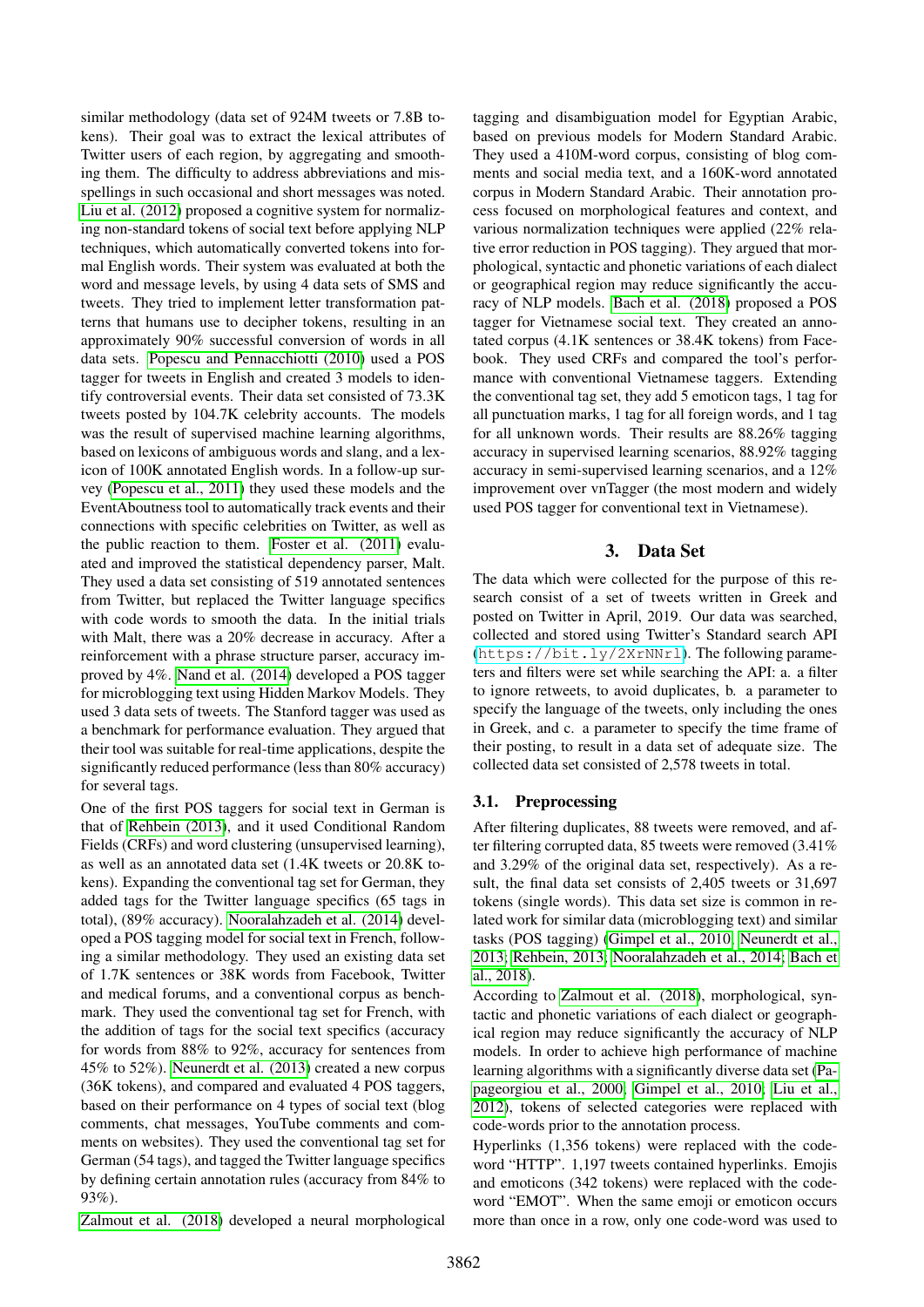similar methodology (data set of 924M tweets or 7.8B tokens). Their goal was to extract the lexical attributes of Twitter users of each region, by aggregating and smoothing them. The difficulty to address abbreviations and misspellings in such occasional and short messages was noted. Liu et al. (2012) proposed a cognitive system for normalizing non-standard tokens of social text before applying NLP techniques, which automatically converted tokens into formal English words. Their system was evaluated at both the word and message levels, by using 4 data sets of SMS and tweets. They tried to implement letter transformation patterns that humans use to decipher tokens, resulting in an approximately 90% successful conversion of words in all data sets. Popescu and Pennacchiotti (2010) used a POS tagger for tweets in English and created 3 models to identify controversial events. Their data set consisted of 73.3K tweets posted by 104.7K celebrity accounts. The models was the result of supervised machine learning algorithms, based on lexicons of ambiguous words and slang, and a lexicon of 100K annotated English words. In a follow-up survey (Popescu et al., 2011) they used these models and the EventAboutness tool to automatically track events and their connections with specific celebrities on Twitter, as well as the public reaction to them. Foster et al. (2011) evaluated and improved the statistical dependency parser, Malt. They used a data set consisting of 519 annotated sentences from Twitter, but replaced the Twitter language specifics with code words to smooth the data. In the initial trials with Malt, there was a 20% decrease in accuracy. After a reinforcement with a phrase structure parser, accuracy improved by 4%. Nand et al. (2014) developed a POS tagger for microblogging text using Hidden Markov Models. They used 3 data sets of tweets. The Stanford tagger was used as a benchmark for performance evaluation. They argued that their tool was suitable for real-time applications, despite the significantly reduced performance (less than 80% accuracy) for several tags.

One of the first POS taggers for social text in German is that of Rehbein (2013), and it used Conditional Random Fields (CRFs) and word clustering (unsupervised learning), as well as an annotated data set (1.4K tweets or 20.8K tokens). Expanding the conventional tag set for German, they added tags for the Twitter language specifics (65 tags in total), (89% accuracy). Nooralahzadeh et al. (2014) developed a POS tagging model for social text in French, following a similar methodology. They used an existing data set of 1.7K sentences or 38K words from Facebook, Twitter and medical forums, and a conventional corpus as benchmark. They used the conventional tag set for French, with the addition of tags for the social text specifics (accuracy for words from 88% to 92%, accuracy for sentences from 45% to 52%). Neunerdt et al. (2013) created a new corpus (36K tokens), and compared and evaluated 4 POS taggers, based on their performance on 4 types of social text (blog comments, chat messages, YouTube comments and comments on websites). They used the conventional tag set for German (54 tags), and tagged the Twitter language specifics by defining certain annotation rules (accuracy from 84% to 93%).

Zalmout et al. (2018) developed a neural morphological tagging and disambiguation model for Egyptian Arabic, based on previous models for Modern Standard Arabic. They used a 410M-word corpus, consisting of blog comments and social media text, and a 160K-word annotated corpus in Modern Standard Arabic. Their annotation process focused on morphological features and context, and various normalization techniques were applied (22% relative error reduction in POS tagging). They argued that morphological, syntactic and phonetic variations of each dialect or geographical region may reduce significantly the accuracy of NLP models. Bach et al. (2018) proposed a POS tagger for Vietnamese social text. They created an annotated corpus (4.1K sentences or 38.4K tokens) from Facebook. They used CRFs and compared the tool's performance with conventional Vietnamese taggers. Extending the conventional tag set, they add 5 emoticon tags, 1 tag for all punctuation marks, 1 tag for all foreign words, and 1 tag for all unknown words. Their results are 88.26% tagging accuracy in supervised learning scenarios, 88.92% tagging accuracy in semi-supervised learning scenarios, and a 12% improvement over vnTagger (the most modern and widely used POS tagger for conventional text in Vietnamese).

## 3. Data Set

The data which were collected for the purpose of this research consist of a set of tweets written in Greek and posted on Twitter in April, 2019. Our data was searched, collected and stored using Twitter's Standard search API (https://bit.ly/2XrNNrl). The following parameters and filters were set while searching the API: a. a filter to ignore retweets, to avoid duplicates, b. a parameter to specify the language of the tweets, only including the ones in Greek, and c. a parameter to specify the time frame of their posting, to result in a data set of adequate size. The collected data set consisted of 2,578 tweets in total.

### 3.1. Preprocessing

After filtering duplicates, 88 tweets were removed, and after filtering corrupted data, 85 tweets were removed (3.41% and 3.29% of the original data set, respectively). As a result, the final data set consists of 2,405 tweets or 31,697 tokens (single words). This data set size is common in related work for similar data (microblogging text) and similar tasks (POS tagging) (Gimpel et al., 2010; Neunerdt et al., 2013; Rehbein, 2013; Nooralahzadeh et al., 2014; Bach et al., 2018).

According to Zalmout et al. (2018), morphological, syntactic and phonetic variations of each dialect or geographical region may reduce significantly the accuracy of NLP models. In order to achieve high performance of machine learning algorithms with a significantly diverse data set (Papageorgiou et al., 2000; Gimpel et al., 2010; Liu et al., 2012), tokens of selected categories were replaced with code-words prior to the annotation process.

Hyperlinks (1,356 tokens) were replaced with the code-word "HTTP". 1,197 tweets contained hyperlinks. Emojis and emoticons (342 tokens) were replaced with the code-word "EMOT". When the same emoji or emoticon occurs more than once in a row, only one code-word was used to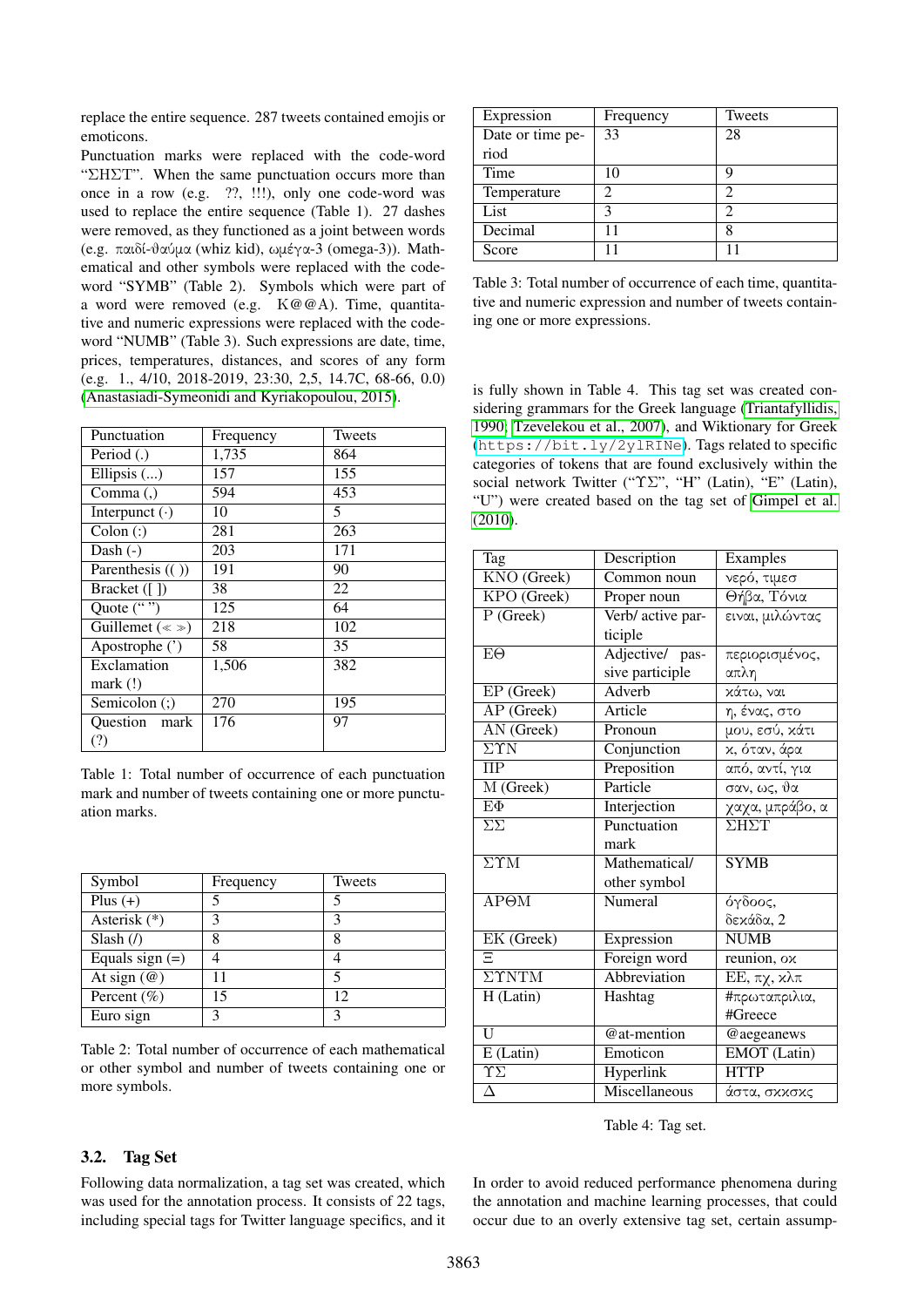replace the entire sequence. 287 tweets contained emojis or emoticons.

Punctuation marks were replaced with the code-word "ΣΗΣΤ". When the same punctuation occurs more than once in a row (e.g. ??, !!!), only one code-word was used to replace the entire sequence (Table 1). 27 dashes were removed, as they functioned as a joint between words (e.g. παιδί-θαύμα (whiz kid), ωμέγα-3 (omega-3)). Mathematical and other symbols were replaced with the code-word "SYMB" (Table 2). Symbols which were part of a word were removed (e.g. K@@A). Time, quantitative and numeric expressions were replaced with the code-word "NUMB" (Table 3). Such expressions are date, time, prices, temperatures, distances, and scores of any form (e.g. 1., 4/10, 2018-2019, 23:30, 2,5, 14.7C, 68-66, 0.0) (Anastasiadi-Symeonidi and Kyriakopoulou, 2015).

| Punctuation | Frequency | Tweets |
|---|---|---|
| Period (.) | 1,735 | 864 |
| Ellipsis (...) | 157 | 155 |
| Comma (,) | 594 | 453 |
| Interpunct (·) | 10 | 5 |
| Colon (:) | 281 | 263 |
| Dash (-) | 203 | 171 |
| Parenthesis (( )) | 191 | 90 |
| Bracket ([ ]) | 38 | 22 |
| Quote (" ") | 125 | 64 |
| Guillemet (« ») | 218 | 102 |
| Apostrophe (') | 58 | 35 |
| Exclamation mark (!) | 1,506 | 382 |
| Semicolon (;) | 270 | 195 |
| Question mark (?) | 176 | 97 |

Table 1: Total number of occurrence of each punctuation mark and number of tweets containing one or more punctuation marks.

| Symbol | Frequency | Tweets |
|---|---|---|
| Plus (+) | 5 | 5 |
| Asterisk (*) | 3 | 3 |
| Slash (/) | 8 | 8 |
| Equals sign (=) | 4 | 4 |
| At sign (@) | 11 | 5 |
| Percent (%) | 15 | 12 |
| Euro sign | 3 | 3 |

Table 2: Total number of occurrence of each mathematical or other symbol and number of tweets containing one or more symbols.

| Expression | Frequency | Tweets |
|---|---|---|
| Date or time period | 33 | 28 |
| Time | 10 | 9 |
| Temperature | 2 | 2 |
| List | 3 | 2 |
| Decimal | 11 | 8 |
| Score | 11 | 11 |

Table 3: Total number of occurrence of each time, quantitative and numeric expression and number of tweets containing one or more expressions.

### 3.2. Tag Set

Following data normalization, a tag set was created, which was used for the annotation process. It consists of 22 tags, including special tags for Twitter language specifics, and it is fully shown in Table 4. This tag set was created considering grammars for the Greek language (Triantafyllidis, 1990; Tzevelekou et al., 2007), and Wiktionary for Greek (`https://bit.ly/2ylRINe`). Tags related to specific categories of tokens that are found exclusively within the social network Twitter ("ΥΣ", "H" (Latin), "E" (Latin), "U") were created based on the tag set of Gimpel et al. (2010).

| Tag | Description | Examples |
|---|---|---|
| KNO (Greek) | Common noun | νερό, τιμεσ |
| KPO (Greek) | Proper noun | Θήβα, Τόνια |
| P (Greek) | Verb/ active participle | ειναι, μιλώντας |
| ΕΘ | Adjective/ passive participle | περιορισμένος, απλη |
| EP (Greek) | Adverb | κάτω, ναι |
| AP (Greek) | Article | η, ένας, στο |
| AN (Greek) | Pronoun | μου, εσύ, κάτι |
| ΣΥΝ | Conjunction | κ, όταν, άρα |
| ΠΡ | Preposition | από, αντί, για |
| M (Greek) | Particle | σαν, ως, θα |
| ΕΦ | Interjection | χαχα, μπράβο, α |
| ΣΣ | Punctuation mark | ΣΗΣΤ |
| ΣΥΜ | Mathematical/ other symbol | SYMB |
| ΑΡΘΜ | Numeral | όγδοος, δεκάδα, 2 |
| EK (Greek) | Expression | NUMB |
| Ξ | Foreign word | reunion, οκ |
| ΣΥΝΤΜ | Abbreviation | ΕΕ, πχ, κλπ |
| H (Latin) | Hashtag | #πρωταπριλια, #Greece |
| U | @at-mention | @aegeanews |
| E (Latin) | Emoticon | EMOT (Latin) |
| ΥΣ | Hyperlink | HTTP |
| Δ | Miscellaneous | άστα, σκκσκς |

Table 4: Tag set.

In order to avoid reduced performance phenomena during the annotation and machine learning processes, that could occur due to an overly extensive tag set, certain assump-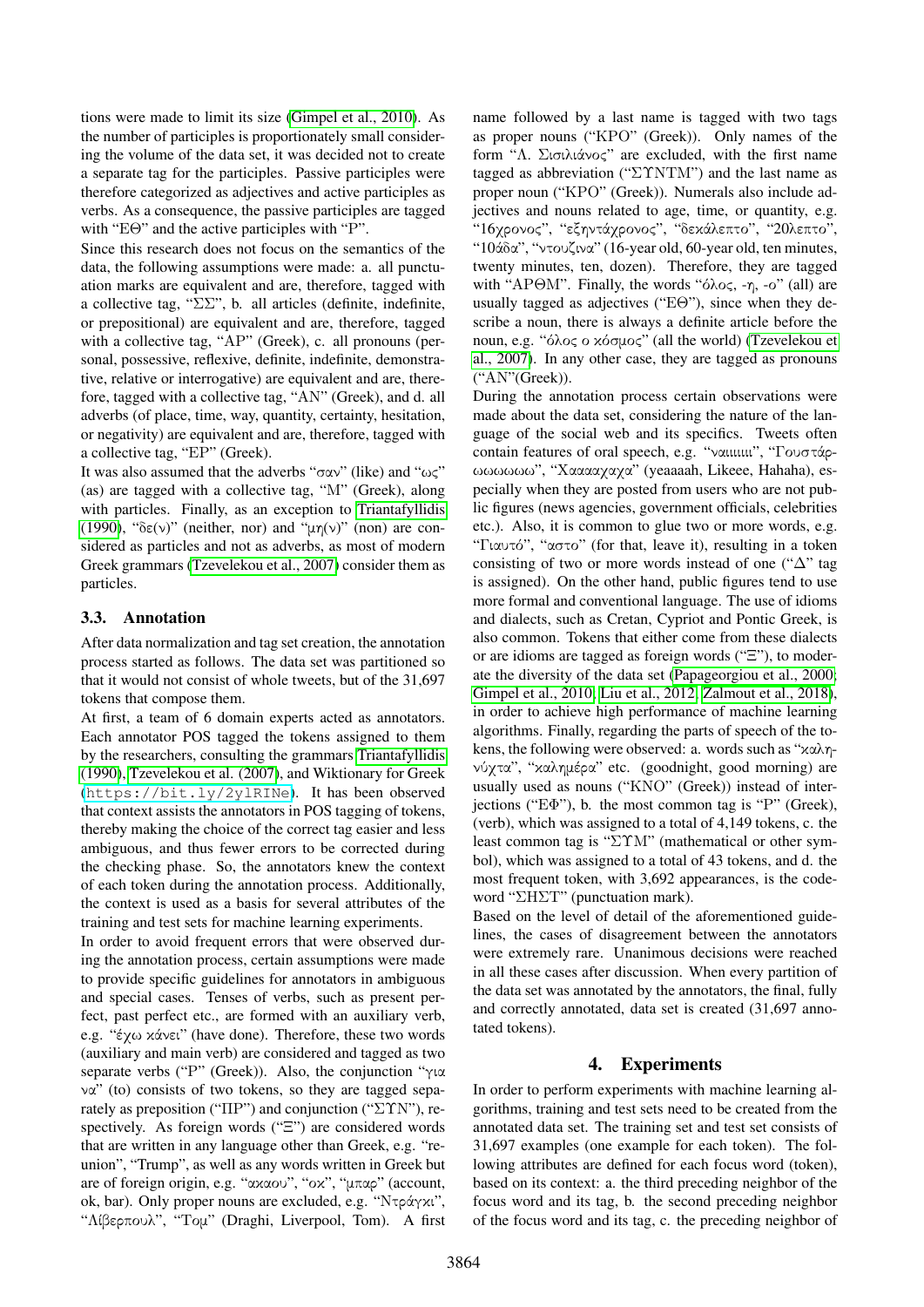tions were made to limit its size (Gimpel et al., 2010). As the number of participles is proportionately small considering the volume of the data set, it was decided not to create a separate tag for the participles. Passive participles were therefore categorized as adjectives and active participles as verbs. As a consequence, the passive participles are tagged with "ΕΘ" and the active participles with "Ρ".

Since this research does not focus on the semantics of the data, the following assumptions were made: a. all punctuation marks are equivalent and are, therefore, tagged with a collective tag, "ΣΣ", b. all articles (definite, indefinite, or prepositional) are equivalent and are, therefore, tagged with a collective tag, "ΑΡ" (Greek), c. all pronouns (personal, possessive, reflexive, definite, indefinite, demonstrative, relative or interrogative) are equivalent and are, therefore, tagged with a collective tag, "ΑΝ" (Greek), and d. all adverbs (of place, time, way, quantity, certainty, hesitation, or negativity) are equivalent and are, therefore, tagged with a collective tag, "ΕΡ" (Greek).

It was also assumed that the adverbs "σαν" (like) and "ως" (as) are tagged with a collective tag, "Μ" (Greek), along with particles. Finally, as an exception to Triantafyllidis (1990), "δε(ν)" (neither, nor) and "μη(ν)" (non) are considered as particles and not as adverbs, as most of modern Greek grammars (Tzevelekou et al., 2007) consider them as particles.

### 3.3. Annotation

After data normalization and tag set creation, the annotation process started as follows. The data set was partitioned so that it would not consist of whole tweets, but of the 31,697 tokens that compose them.

At first, a team of 6 domain experts acted as annotators. Each annotator POS tagged the tokens assigned to them by the researchers, consulting the grammars Triantafyllidis (1990), Tzevelekou et al. (2007), and Wiktionary for Greek (https://bit.ly/2ylRINe). It has been observed that context assists the annotators in POS tagging of tokens, thereby making the choice of the correct tag easier and less ambiguous, and thus fewer errors to be corrected during the checking phase. So, the annotators knew the context of each token during the annotation process. Additionally, the context is used as a basis for several attributes of the training and test sets for machine learning experiments.

In order to avoid frequent errors that were observed during the annotation process, certain assumptions were made to provide specific guidelines for annotators in ambiguous and special cases. Tenses of verbs, such as present perfect, past perfect etc., are formed with an auxiliary verb, e.g. "έχω κάνει" (have done). Therefore, these two words (auxiliary and main verb) are considered and tagged as two separate verbs ("Ρ" (Greek)). Also, the conjunction "για να" (to) consists of two tokens, so they are tagged separately as preposition ("ΠΡ") and conjunction ("ΣΥΝ"), respectively. As foreign words ("Ξ") are considered words that are written in any language other than Greek, e.g. "reunion", "Trump", as well as any words written in Greek but are of foreign origin, e.g. "ακαου", "οκ", "μπαρ" (account, ok, bar). Only proper nouns are excluded, e.g. "Ντράγκι", "Λίβερπουλ", "Τομ" (Draghi, Liverpool, Tom). A first name followed by a last name is tagged with two tags as proper nouns ("ΚΡΟ" (Greek)). Only names of the form "Λ. Σισιλιάνος" are excluded, with the first name tagged as abbreviation ("ΣΥΝΤΜ") and the last name as proper noun ("ΚΡΟ" (Greek)). Numerals also include adjectives and nouns related to age, time, or quantity, e.g. "16χρονος", "εξηντάχρονος", "δεκάλεπτο", "20λεπτο", "10άδα", "ντουζινα" (16-year old, 60-year old, ten minutes, twenty minutes, ten, dozen). Therefore, they are tagged with "ΑΡΘΜ". Finally, the words "όλος, -η, -ο" (all) are usually tagged as adjectives ("ΕΘ"), since when they describe a noun, there is always a definite article before the noun, e.g. "όλος ο κόσμος" (all the world) (Tzevelekou et al., 2007). In any other case, they are tagged as pronouns ("ΑΝ"(Greek)).

During the annotation process certain observations were made about the data set, considering the nature of the language of the social web and its specifics. Tweets often contain features of oral speech, e.g. "ναιιιιιι", "Γουστάρωωωωωω", "Χααααχαχα" (yeaaaah, Likeee, Hahaha), especially when they are posted from users who are not public figures (news agencies, government officials, celebrities etc.). Also, it is common to glue two or more words, e.g. "Γιαυτό", "αστο" (for that, leave it), resulting in a token consisting of two or more words instead of one ("Δ" tag is assigned). On the other hand, public figures tend to use more formal and conventional language. The use of idioms and dialects, such as Cretan, Cypriot and Pontic Greek, is also common. Tokens that either come from these dialects or are idioms are tagged as foreign words ("Ξ"), to moderate the diversity of the data set (Papageorgiou et al., 2000; Gimpel et al., 2010; Liu et al., 2012; Zalmout et al., 2018), in order to achieve high performance of machine learning algorithms. Finally, regarding the parts of speech of the tokens, the following were observed: a. words such as "καληνύχτα", "καλημέρα" etc. (goodnight, good morning) are usually used as nouns ("ΚΝΟ" (Greek)) instead of interjections ("ΕΦ"), b. the most common tag is "Ρ" (Greek), (verb), which was assigned to a total of 4,149 tokens, c. the least common tag is "ΣΥΜ" (mathematical or other symbol), which was assigned to a total of 43 tokens, and d. the most frequent token, with 3,692 appearances, is the codeword "ΣΗΣΤ" (punctuation mark).

Based on the level of detail of the aforementioned guidelines, the cases of disagreement between the annotators were extremely rare. Unanimous decisions were reached in all these cases after discussion. When every partition of the data set was annotated by the annotators, the final, fully and correctly annotated, data set is created (31,697 annotated tokens).

## 4. Experiments

In order to perform experiments with machine learning algorithms, training and test sets need to be created from the annotated data set. The training set and test set consists of 31,697 examples (one example for each token). The following attributes are defined for each focus word (token), based on its context: a. the third preceding neighbor of the focus word and its tag, b. the second preceding neighbor of the focus word and its tag, c. the preceding neighbor of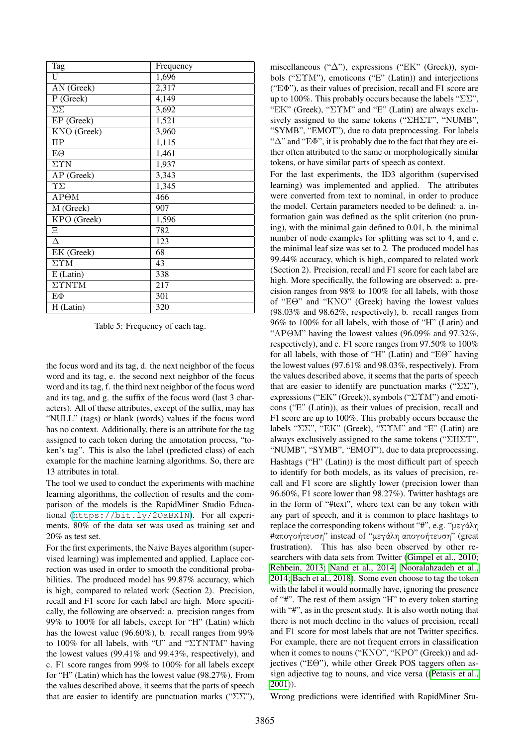| Tag | Frequency |
| --- | --- |
| U | 1,696 |
| AN (Greek) | 2,317 |
| P (Greek) | 4,149 |
| ΣΣ | 3,692 |
| EP (Greek) | 1,521 |
| KNO (Greek) | 3,960 |
| ΠΡ | 1,115 |
| ΕΘ | 1,461 |
| ΣΥΝ | 1,937 |
| AP (Greek) | 3,343 |
| ΥΣ | 1,345 |
| ΑΡΘΜ | 466 |
| M (Greek) | 907 |
| KPO (Greek) | 1,596 |
| Ξ | 782 |
| Δ | 123 |
| EK (Greek) | 68 |
| ΣΥΜ | 43 |
| E (Latin) | 338 |
| ΣΥΝΤΜ | 217 |
| ΕΦ | 301 |
| H (Latin) | 320 |

Table 5: Frequency of each tag.

the focus word and its tag, d. the next neighbor of the focus word and its tag, e. the second next neighbor of the focus word and its tag, f. the third next neighbor of the focus word and its tag, and g. the suffix of the focus word (last 3 characters). All of these attributes, except of the suffix, may has "NULL" (tags) or blank (words) values if the focus word has no context. Additionally, there is an attribute for the tag assigned to each token during the annotation process, "token's tag". This is also the label (predicted class) of each example for the machine learning algorithms. So, there are 13 attributes in total.

The tool we used to conduct the experiments with machine learning algorithms, the collection of results and the comparison of the models is the RapidMiner Studio Educational (https://bit.ly/2OaBX1N). For all experiments, 80% of the data set was used as training set and 20% as test set.

For the first experiments, the Naive Bayes algorithm (supervised learning) was implemented and applied. Laplace correction was used in order to smooth the conditional probabilities. The produced model has 99.87% accuracy, which is high, compared to related work (Section 2). Precision, recall and F1 score for each label are high. More specifically, the following are observed: a. precision ranges from 99% to 100% for all labels, except for "H" (Latin) which has the lowest value (96.60%), b. recall ranges from 99% to 100% for all labels, with "U" and "ΣΥΝΤΜ" having the lowest values (99.41% and 99.43%, respectively), and c. F1 score ranges from 99% to 100% for all labels except for "H" (Latin) which has the lowest value (98.27%). From the values described above, it seems that the parts of speech that are easier to identify are punctuation marks ("ΣΣ"), miscellaneous ("Δ"), expressions ("EK" (Greek)), symbols ("ΣΥΜ"), emoticons ("E" (Latin)) and interjections ("ΕΦ"), as their values of precision, recall and F1 score are up to 100%. This probably occurs because the labels "ΣΣ", "EK" (Greek), "ΣΥΜ" and "E" (Latin) are always exclusively assigned to the same tokens ("ΣΗΣΤ", "NUMB", "SYMB", "EMOT"), due to data preprocessing. For labels "Δ" and "ΕΦ", it is probably due to the fact that they are either often attributed to the same or morphologically similar tokens, or have similar parts of speech as context.

For the last experiments, the ID3 algorithm (supervised learning) was implemented and applied. The attributes were converted from text to nominal, in order to produce the model. Certain parameters needed to be defined: a. information gain was defined as the split criterion (no pruning), with the minimal gain defined to 0.01, b. the minimal number of node examples for splitting was set to 4, and c. the minimal leaf size was set to 2. The produced model has 99.44% accuracy, which is high, compared to related work (Section 2). Precision, recall and F1 score for each label are high. More specifically, the following are observed: a. precision ranges from 98% to 100% for all labels, with those of "ΕΘ" and "KNO" (Greek) having the lowest values (98.03% and 98.62%, respectively), b. recall ranges from 96% to 100% for all labels, with those of "H" (Latin) and "ΑΡΘΜ" having the lowest values (96.09% and 97.32%, respectively), and c. F1 score ranges from 97.50% to 100% for all labels, with those of "H" (Latin) and "ΕΘ" having the lowest values (97.61% and 98.03%, respectively). From the values described above, it seems that the parts of speech that are easier to identify are punctuation marks ("ΣΣ"), expressions ("EK" (Greek)), symbols ("ΣΥΜ") and emoticons ("E" (Latin)), as their values of precision, recall and F1 score are up to 100%. This probably occurs because the labels "ΣΣ", "EK" (Greek), "ΣΥΜ" and "E" (Latin) are always exclusively assigned to the same tokens ("ΣΗΣΤ", "NUMB", "SYMB", "EMOT"), due to data preprocessing.

Hashtags ("H" (Latin)) is the most difficult part of speech to identify for both models, as its values of precision, recall and F1 score are slightly lower (precision lower than 96.60%, F1 score lower than 98.27%). Twitter hashtags are in the form of "#text", where text can be any token with any part of speech, and it is common to place hashtags to replace the corresponding tokens without "#", e.g. "μεγάλη #απογοήτευση" instead of "μεγάλη απογοήτευση" (great frustration). This has also been observed by other researchers with data sets from Twitter (Gimpel et al., 2010; Rehbein, 2013; Nand et al., 2014; Nooralahzadeh et al., 2014; Bach et al., 2018). Some even choose to tag the token with the label it would normally have, ignoring the presence of "#". The rest of them assign "H" to every token starting with "#", as in the present study. It is also worth noting that there is not much decline in the values of precision, recall and F1 score for most labels that are not Twitter specifics. For example, there are not frequent errors in classification when it comes to nouns ("KNO", "KPO" (Greek)) and adjectives ("ΕΘ"), while other Greek POS taggers often assign adjective tag to nouns, and vice versa ((Petasis et al., 2001)).

Wrong predictions were identified with RapidMiner Stu-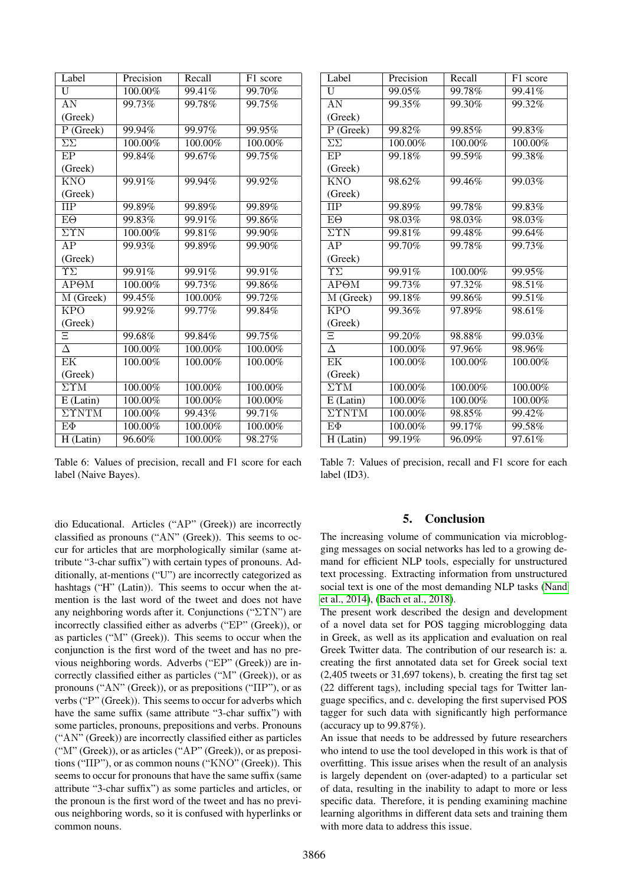| Label | Precision | Recall | F1 score |
|---|---|---|---|
| U | 100.00% | 99.41% | 99.70% |
| AN (Greek) | 99.73% | 99.78% | 99.75% |
| P (Greek) | 99.94% | 99.97% | 99.95% |
| ΣΣ | 100.00% | 100.00% | 100.00% |
| EP (Greek) | 99.84% | 99.67% | 99.75% |
| KNO (Greek) | 99.91% | 99.94% | 99.92% |
| ΠP | 99.89% | 99.89% | 99.89% |
| EΘ | 99.83% | 99.91% | 99.86% |
| ΣΥN | 100.00% | 99.81% | 99.90% |
| AP (Greek) | 99.93% | 99.89% | 99.90% |
| ΥΣ | 99.91% | 99.91% | 99.91% |
| APΘM | 100.00% | 99.73% | 99.86% |
| M (Greek) | 99.45% | 100.00% | 99.72% |
| KPO (Greek) | 99.92% | 99.77% | 99.84% |
| Ξ | 99.68% | 99.84% | 99.75% |
| Δ | 100.00% | 100.00% | 100.00% |
| EK (Greek) | 100.00% | 100.00% | 100.00% |
| ΣΥM | 100.00% | 100.00% | 100.00% |
| E (Latin) | 100.00% | 100.00% | 100.00% |
| ΣΥNTM | 100.00% | 99.43% | 99.71% |
| EΦ | 100.00% | 100.00% | 100.00% |
| H (Latin) | 96.60% | 100.00% | 98.27% |

Table 6: Values of precision, recall and F1 score for each label (Naive Bayes).

| Label | Precision | Recall | F1 score |
|---|---|---|---|
| U | 99.05% | 99.78% | 99.41% |
| AN (Greek) | 99.35% | 99.30% | 99.32% |
| P (Greek) | 99.82% | 99.85% | 99.83% |
| ΣΣ | 100.00% | 100.00% | 100.00% |
| EP (Greek) | 99.18% | 99.59% | 99.38% |
| KNO (Greek) | 98.62% | 99.46% | 99.03% |
| ΠP | 99.89% | 99.78% | 99.83% |
| EΘ | 98.03% | 98.03% | 98.03% |
| ΣΥN | 99.81% | 99.48% | 99.64% |
| AP (Greek) | 99.70% | 99.78% | 99.73% |
| ΥΣ | 99.91% | 100.00% | 99.95% |
| APΘM | 99.73% | 97.32% | 98.51% |
| M (Greek) | 99.18% | 99.86% | 99.51% |
| KPO (Greek) | 99.36% | 97.89% | 98.61% |
| Ξ | 99.20% | 98.88% | 99.03% |
| Δ | 100.00% | 97.96% | 98.96% |
| EK (Greek) | 100.00% | 100.00% | 100.00% |
| ΣΥM | 100.00% | 100.00% | 100.00% |
| E (Latin) | 100.00% | 100.00% | 100.00% |
| ΣΥNTM | 100.00% | 98.85% | 99.42% |
| EΦ | 100.00% | 99.17% | 99.58% |
| H (Latin) | 99.19% | 96.09% | 97.61% |

Table 7: Values of precision, recall and F1 score for each label (ID3).

dio Educational. Articles ("AP" (Greek)) are incorrectly classified as pronouns ("AN" (Greek)). This seems to occur for articles that are morphologically similar (same attribute "3-char suffix") with certain types of pronouns. Additionally, at-mentions ("U") are incorrectly categorized as hashtags ("H" (Latin)). This seems to occur when the at-mention is the last word of the tweet and does not have any neighboring words after it. Conjunctions ("ΣΥN") are incorrectly classified either as adverbs ("EP" (Greek)), or as particles ("M" (Greek)). This seems to occur when the conjunction is the first word of the tweet and has no previous neighboring words. Adverbs ("EP" (Greek)) are incorrectly classified either as particles ("M" (Greek)), or as pronouns ("AN" (Greek)), or as prepositions ("ΠP"), or as verbs ("P" (Greek)). This seems to occur for adverbs which have the same suffix (same attribute "3-char suffix") with some particles, pronouns, prepositions and verbs. Pronouns ("AN" (Greek)) are incorrectly classified either as particles ("M" (Greek)), or as articles ("AP" (Greek)), or as prepositions ("ΠP"), or as common nouns ("KNO" (Greek)). This seems to occur for pronouns that have the same suffix (same attribute "3-char suffix") as some particles and articles, or the pronoun is the first word of the tweet and has no previous neighboring words, so it is confused with hyperlinks or common nouns.

## 5. Conclusion

The increasing volume of communication via microblogging messages on social networks has led to a growing demand for efficient NLP tools, especially for unstructured text processing. Extracting information from unstructured social text is one of the most demanding NLP tasks (Nand et al., 2014), (Bach et al., 2018).

The present work described the design and development of a novel data set for POS tagging microblogging data in Greek, as well as its application and evaluation on real Greek Twitter data. The contribution of our research is: a. creating the first annotated data set for Greek social text (2,405 tweets or 31,697 tokens), b. creating the first tag set (22 different tags), including special tags for Twitter language specifics, and c. developing the first supervised POS tagger for such data with significantly high performance (accuracy up to 99.87%).

An issue that needs to be addressed by future researchers who intend to use the tool developed in this work is that of overfitting. This issue arises when the result of an analysis is largely dependent on (over-adapted) to a particular set of data, resulting in the inability to adapt to more or less specific data. Therefore, it is pending examining machine learning algorithms in different data sets and training them with more data to address this issue.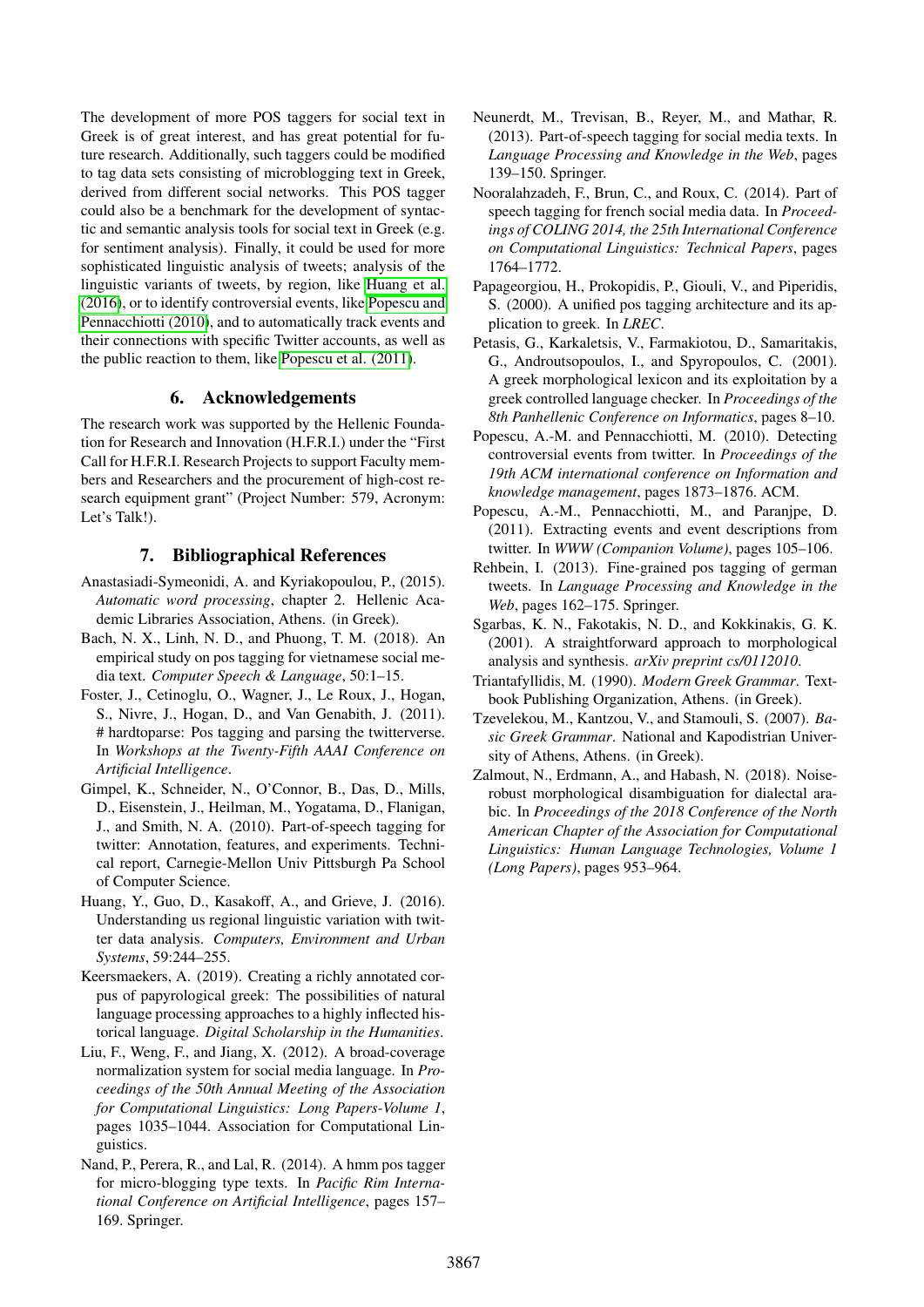The development of more POS taggers for social text in Greek is of great interest, and has great potential for future research. Additionally, such taggers could be modified to tag data sets consisting of microblogging text in Greek, derived from different social networks. This POS tagger could also be a benchmark for the development of syntactic and semantic analysis tools for social text in Greek (e.g. for sentiment analysis). Finally, it could be used for more sophisticated linguistic analysis of tweets; analysis of the linguistic variants of tweets, by region, like Huang et al. (2016), or to identify controversial events, like Popescu and Pennacchiotti (2010), and to automatically track events and their connections with specific Twitter accounts, as well as the public reaction to them, like Popescu et al. (2011).

## 6. Acknowledgements

The research work was supported by the Hellenic Foundation for Research and Innovation (H.F.R.I.) under the "First Call for H.F.R.I. Research Projects to support Faculty members and Researchers and the procurement of high-cost research equipment grant" (Project Number: 579, Acronym: Let's Talk!).

## 7. Bibliographical References

Anastasiadi-Symeonidi, A. and Kyriakopoulou, P., (2015). *Automatic word processing*, chapter 2. Hellenic Academic Libraries Association, Athens. (in Greek).

Bach, N. X., Linh, N. D., and Phuong, T. M. (2018). An empirical study on pos tagging for vietnamese social media text. *Computer Speech & Language*, 50:1–15.

Foster, J., Cetinoglu, O., Wagner, J., Le Roux, J., Hogan, S., Nivre, J., Hogan, D., and Van Genabith, J. (2011). # hardtoparse: Pos tagging and parsing the twitterverse. In *Workshops at the Twenty-Fifth AAAI Conference on Artificial Intelligence*.

Gimpel, K., Schneider, N., O'Connor, B., Das, D., Mills, D., Eisenstein, J., Heilman, M., Yogatama, D., Flanigan, J., and Smith, N. A. (2010). Part-of-speech tagging for twitter: Annotation, features, and experiments. Technical report, Carnegie-Mellon Univ Pittsburgh Pa School of Computer Science.

Huang, Y., Guo, D., Kasakoff, A., and Grieve, J. (2016). Understanding us regional linguistic variation with twitter data analysis. *Computers, Environment and Urban Systems*, 59:244–255.

Keersmaekers, A. (2019). Creating a richly annotated corpus of papyrological greek: The possibilities of natural language processing approaches to a highly inflected historical language. *Digital Scholarship in the Humanities*.

Liu, F., Weng, F., and Jiang, X. (2012). A broad-coverage normalization system for social media language. In *Proceedings of the 50th Annual Meeting of the Association for Computational Linguistics: Long Papers-Volume 1*, pages 1035–1044. Association for Computational Linguistics.

Nand, P., Perera, R., and Lal, R. (2014). A hmm pos tagger for micro-blogging type texts. In *Pacific Rim International Conference on Artificial Intelligence*, pages 157–169. Springer.

Neunerdt, M., Trevisan, B., Reyer, M., and Mathar, R. (2013). Part-of-speech tagging for social media texts. In *Language Processing and Knowledge in the Web*, pages 139–150. Springer.

Nooralahzadeh, F., Brun, C., and Roux, C. (2014). Part of speech tagging for french social media data. In *Proceedings of COLING 2014, the 25th International Conference on Computational Linguistics: Technical Papers*, pages 1764–1772.

Papageorgiou, H., Prokopidis, P., Giouli, V., and Piperidis, S. (2000). A unified pos tagging architecture and its application to greek. In *LREC*.

Petasis, G., Karkaletsis, V., Farmakiotou, D., Samaritakis, G., Androutsopoulos, I., and Spyropoulos, C. (2001). A greek morphological lexicon and its exploitation by a greek controlled language checker. In *Proceedings of the 8th Panhellenic Conference on Informatics*, pages 8–10.

Popescu, A.-M. and Pennacchiotti, M. (2010). Detecting controversial events from twitter. In *Proceedings of the 19th ACM international conference on Information and knowledge management*, pages 1873–1876. ACM.

Popescu, A.-M., Pennacchiotti, M., and Paranjpe, D. (2011). Extracting events and event descriptions from twitter. In *WWW (Companion Volume)*, pages 105–106.

Rehbein, I. (2013). Fine-grained pos tagging of german tweets. In *Language Processing and Knowledge in the Web*, pages 162–175. Springer.

Sgarbas, K. N., Fakotakis, N. D., and Kokkinakis, G. K. (2001). A straightforward approach to morphological analysis and synthesis. *arXiv preprint cs/0112010*.

Triantafyllidis, M. (1990). *Modern Greek Grammar*. Textbook Publishing Organization, Athens. (in Greek).

Tzevelekou, M., Kantzou, V., and Stamouli, S. (2007). *Basic Greek Grammar*. National and Kapodistrian University of Athens, Athens. (in Greek).

Zalmout, N., Erdmann, A., and Habash, N. (2018). Noise-robust morphological disambiguation for dialectal arabic. In *Proceedings of the 2018 Conference of the North American Chapter of the Association for Computational Linguistics: Human Language Technologies, Volume 1 (Long Papers)*, pages 953–964.